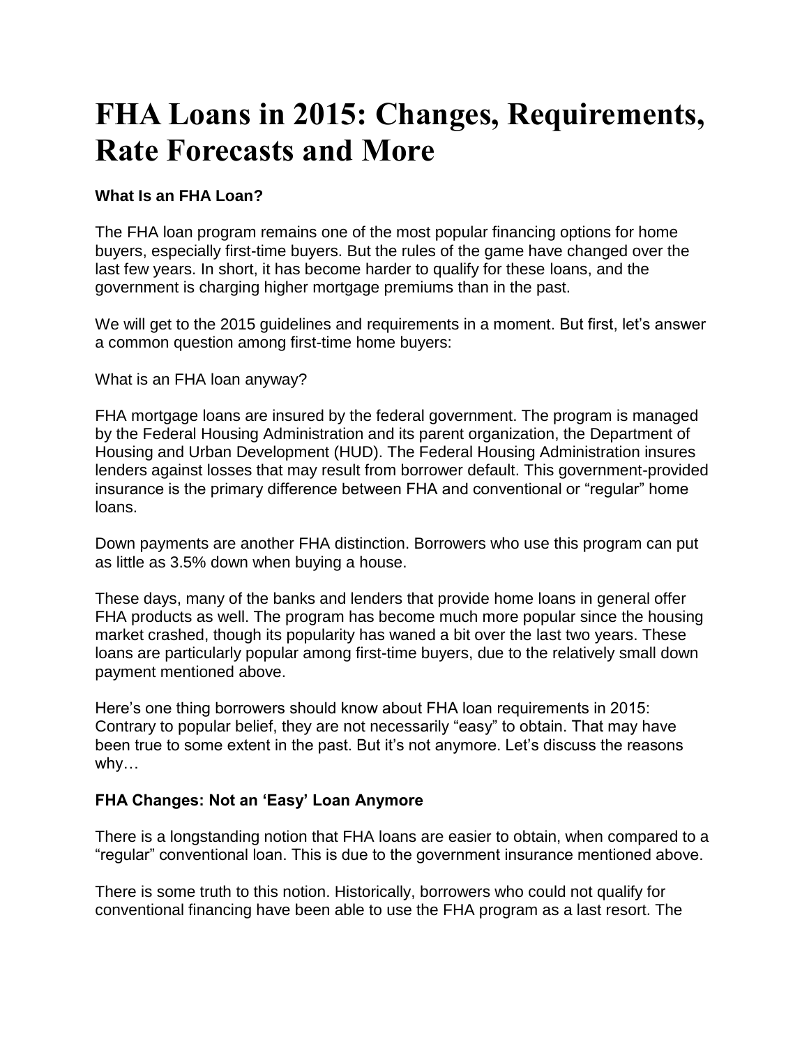# FHA Loans in 2015: Changes, Requirements, Rate Forecasts and More

### What Is an FHA Loan?

The FHA loan program remains one of the most popular financing options for home buyers, especially first-time buyers. But the rules of the game have changed over the last few years. In short, it has become harder to qualify for these loans, and the government is charging higher mortgage premiums than in the past.

We will get to the 2015 guidelines and requirements in a moment. But first, let's answer a common question among first-time home buyers:

What is an FHA loan anyway?

FHA mortgage loans are insured by the federal government. The program is managed by the Federal Housing Administration and its parent organization, the Department of Housing and Urban Development (HUD). The Federal Housing Administration insures lenders against losses that may result from borrower default. This government-provided insurance is the primary difference between FHA and conventional or "regular" home loans.

Down payments are another FHA distinction. Borrowers who use this program can put as little as 3.5% down when buying a house.

These days, many of the banks and lenders that provide home loans in general offer FHA products as well. The program has become much more popular since the housing market crashed, though its popularity has waned a bit over the last two years. These loans are particularly popular among first-time buyers, due to the relatively small down payment mentioned above.

Here's one thing borrowers should know about FHA loan requirements in 2015: Contrary to popular belief, they are not necessarily "easy" to obtain. That may have been true to some extent in the past. But it's not anymore. Let's discuss the reasons why…

### FHA Changes: Not an 'Easy' Loan Anymore

There is a longstanding notion that FHA loans are easier to obtain, when compared to a "regular" conventional loan. This is due to the government insurance mentioned above.

There is some truth to this notion. Historically, borrowers who could not qualify for conventional financing have been able to use the FHA program as a last resort. The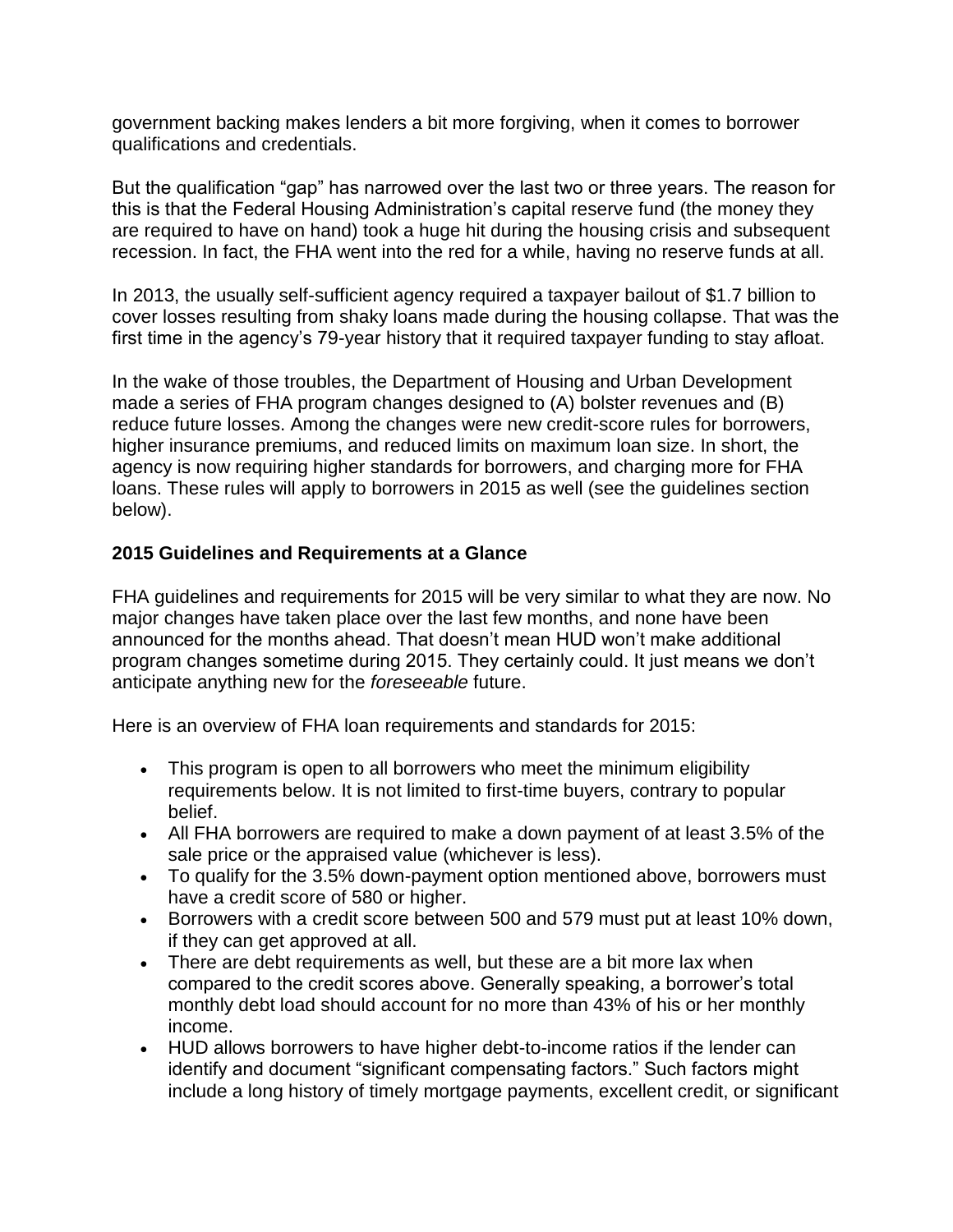government backing makes lenders a bit more forgiving, when it comes to borrower qualifications and credentials.

But the qualification "gap" has narrowed over the last two or three years. The reason for this is that the Federal Housing Administration's capital reserve fund (the money they are required to have on hand) took a huge hit during the housing crisis and subsequent recession. In fact, the FHA went into the red for a while, having no reserve funds at all.

In 2013, the usually self-sufficient agency required a taxpayer bailout of $1.7 billion to cover losses resulting from shaky loans made during the housing collapse. That was the first time in the agency's 79-year history that it required taxpayer funding to stay afloat.

In the wake of those troubles, the Department of Housing and Urban Development made a series of FHA program changes designed to (A) bolster revenues and (B) reduce future losses. Among the changes were new credit-score rules for borrowers, higher insurance premiums, and reduced limits on maximum loan size. In short, the agency is now requiring higher standards for borrowers, and charging more for FHA loans. These rules will apply to borrowers in 2015 as well (see the guidelines section below).

**2015 Guidelines and Requirements at a Glance**

FHA guidelines and requirements for 2015 will be very similar to what they are now. No major changes have taken place over the last few months, and none have been announced for the months ahead. That doesn't mean HUD won't make additional program changes sometime during 2015. They certainly could. It just means we don't anticipate anything new for the *foreseeable* future.

Here is an overview of FHA loan requirements and standards for 2015:

- This program is open to all borrowers who meet the minimum eligibility requirements below. It is not limited to first-time buyers, contrary to popular belief.
- All FHA borrowers are required to make a down payment of at least 3.5% of the sale price or the appraised value (whichever is less).
- To qualify for the 3.5% down-payment option mentioned above, borrowers must have a credit score of 580 or higher.
- Borrowers with a credit score between 500 and 579 must put at least 10% down, if they can get approved at all.
- There are debt requirements as well, but these are a bit more lax when compared to the credit scores above. Generally speaking, a borrower's total monthly debt load should account for no more than 43% of his or her monthly income.
- HUD allows borrowers to have higher debt-to-income ratios if the lender can identify and document "significant compensating factors." Such factors might include a long history of timely mortgage payments, excellent credit, or significant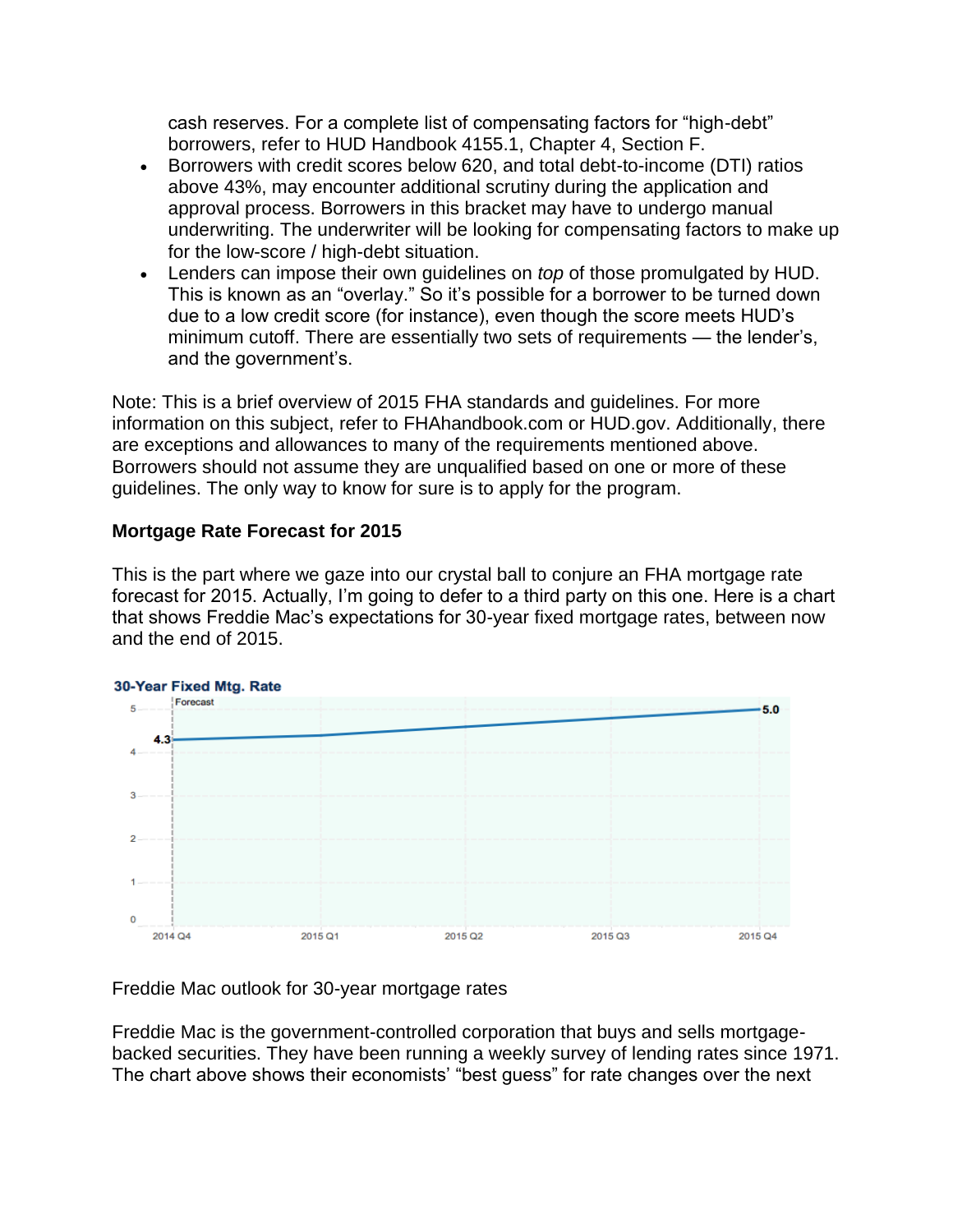cash reserves. For a complete list of compensating factors for "high-debt" borrowers, refer to HUD Handbook 4155.1, Chapter 4, Section F.

- Borrowers with credit scores below 620, and total debt-to-income (DTI) ratios above 43%, may encounter additional scrutiny during the application and approval process. Borrowers in this bracket may have to undergo manual underwriting. The underwriter will be looking for compensating factors to make up for the low-score / high-debt situation.
- Lenders can impose their own guidelines on *top* of those promulgated by HUD. This is known as an "overlay." So it's possible for a borrower to be turned down due to a low credit score (for instance), even though the score meets HUD's minimum cutoff. There are essentially two sets of requirements — the lender's, and the government's.

Note: This is a brief overview of 2015 FHA standards and guidelines. For more information on this subject, refer to FHAhandbook.com or HUD.gov. Additionally, there are exceptions and allowances to many of the requirements mentioned above. Borrowers should not assume they are unqualified based on one or more of these guidelines. The only way to know for sure is to apply for the program.

**Mortgage Rate Forecast for 2015**

This is the part where we gaze into our crystal ball to conjure an FHA mortgage rate forecast for 2015. Actually, I'm going to defer to a third party on this one. Here is a chart that shows Freddie Mac's expectations for 30-year fixed mortgage rates, between now and the end of 2015.

**30-Year Fixed Mtg. Rate**

Forecast

4.3 — 5.0

2014 Q4, 2015 Q1, 2015 Q2, 2015 Q3, 2015 Q4

Freddie Mac outlook for 30-year mortgage rates

Freddie Mac is the government-controlled corporation that buys and sells mortgage-backed securities. They have been running a weekly survey of lending rates since 1971. The chart above shows their economists' "best guess" for rate changes over the next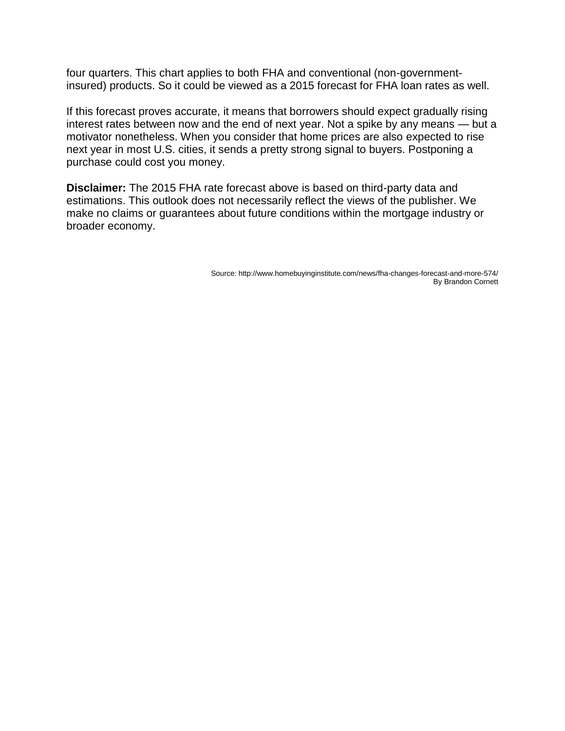four quarters. This chart applies to both FHA and conventional (non-government-insured) products. So it could be viewed as a 2015 forecast for FHA loan rates as well.

If this forecast proves accurate, it means that borrowers should expect gradually rising interest rates between now and the end of next year. Not a spike by any means — but a motivator nonetheless. When you consider that home prices are also expected to rise next year in most U.S. cities, it sends a pretty strong signal to buyers. Postponing a purchase could cost you money.

**Disclaimer:** The 2015 FHA rate forecast above is based on third-party data and estimations. This outlook does not necessarily reflect the views of the publisher. We make no claims or guarantees about future conditions within the mortgage industry or broader economy.

Source: http://www.homebuyinginstitute.com/news/fha-changes-forecast-and-more-574/
By Brandon Cornett